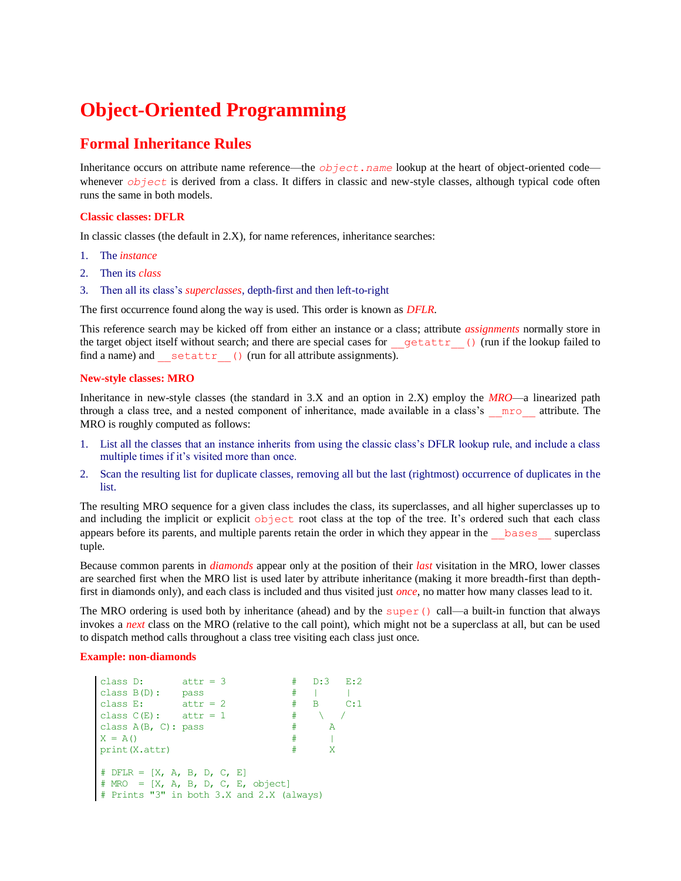# Object-Oriented Programming

## Formal Inheritance Rules

Inheritance occurs on attribute name reference—the `object.name` lookup at the heart of object-oriented code—whenever `object` is derived from a class. It differs in classic and new-style classes, although typical code often runs the same in both models.

### Classic classes: DFLR

In classic classes (the default in 2.X), for name references, inheritance searches:

1. The *instance*
2. Then its *class*
3. Then all its class's *superclasses*, depth-first and then left-to-right

The first occurrence found along the way is used. This order is known as *DFLR*.

This reference search may be kicked off from either an instance or a class; attribute *assignments* normally store in the target object itself without search; and there are special cases for `__getattr__()` (run if the lookup failed to find a name) and `__setattr__()` (run for all attribute assignments).

### New-style classes: MRO

Inheritance in new-style classes (the standard in 3.X and an option in 2.X) employ the *MRO*—a linearized path through a class tree, and a nested component of inheritance, made available in a class's `__mro__` attribute. The MRO is roughly computed as follows:

1. List all the classes that an instance inherits from using the classic class's DFLR lookup rule, and include a class multiple times if it's visited more than once.
2. Scan the resulting list for duplicate classes, removing all but the last (rightmost) occurrence of duplicates in the list.

The resulting MRO sequence for a given class includes the class, its superclasses, and all higher superclasses up to and including the implicit or explicit `object` root class at the top of the tree. It's ordered such that each class appears before its parents, and multiple parents retain the order in which they appear in the `__bases__` superclass tuple.

Because common parents in *diamonds* appear only at the position of their *last* visitation in the MRO, lower classes are searched first when the MRO list is used later by attribute inheritance (making it more breadth-first than depth-first in diamonds only), and each class is included and thus visited just *once*, no matter how many classes lead to it.

The MRO ordering is used both by inheritance (ahead) and by the `super()` call—a built-in function that always invokes a *next* class on the MRO (relative to the call point), which might not be a superclass at all, but can be used to dispatch method calls throughout a class tree visiting each class just once.

### Example: non-diamonds

```
class D:       attr = 3            #   D:3   E:2
class B(D):    pass                #   |     |
class E:       attr = 2            #   B     C:1
class C(E):    attr = 1            #    \   /
class A(B, C): pass                #      A
X = A()                            #      |
print(X.attr)                      #      X

# DFLR = [X, A, B, D, C, E]
# MRO  = [X, A, B, D, C, E, object]
# Prints "3" in both 3.X and 2.X (always)
```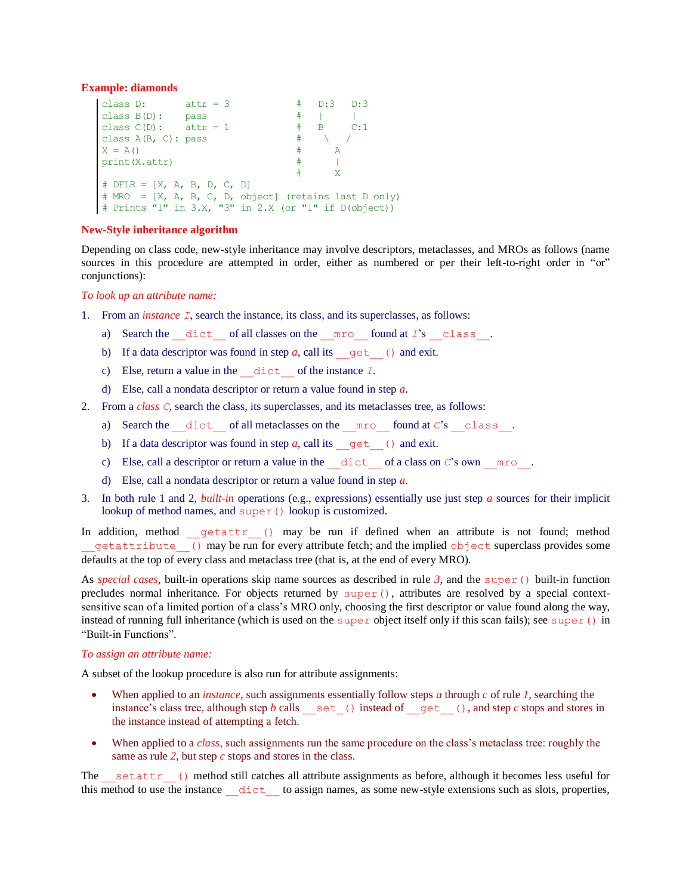**Example: diamonds**

```
class D:       attr = 3            #   D:3   D:3
class B(D):    pass                #   |     |
class C(D):    attr = 1            #   B     C:1
class A(B, C): pass                #    \   /
X = A()                            #      A
print(X.attr)                      #      |
                                   #      X
# DFLR = [X, A, B, D, C, D]
# MRO  = [X, A, B, C, D, object] (retains last D only)
# Prints "1" in 3.X, "3" in 2.X (or "1" if D(object))
```

**New-Style inheritance algorithm**

Depending on class code, new-style inheritance may involve descriptors, metaclasses, and MROs as follows (name sources in this procedure are attempted in order, either as numbered or per their left-to-right order in "or" conjunctions):

*To look up an attribute name:*

1. From an *instance* `I`, search the instance, its class, and its superclasses, as follows:
   a) Search the `__dict__` of all classes on the `__mro__` found at `I`'s `__class__`.
   b) If a data descriptor was found in step *a*, call its `__get__()` and exit.
   c) Else, return a value in the `__dict__` of the instance `I`.
   d) Else, call a nondata descriptor or return a value found in step *a*.
2. From a *class* `C`, search the class, its superclasses, and its metaclasses tree, as follows:
   a) Search the `__dict__` of all metaclasses on the `__mro__` found at `C`'s `__class__`.
   b) If a data descriptor was found in step *a*, call its `__get__()` and exit.
   c) Else, call a descriptor or return a value in the `__dict__` of a class on `C`'s own `__mro__`.
   d) Else, call a nondata descriptor or return a value found in step *a*.
3. In both rule 1 and 2, *built-in* operations (e.g., expressions) essentially use just step *a* sources for their implicit lookup of method names, and `super()` lookup is customized.

In addition, method `__getattr__()` may be run if defined when an attribute is not found; method `__getattribute__()` may be run for every attribute fetch; and the implied `object` superclass provides some defaults at the top of every class and metaclass tree (that is, at the end of every MRO).

As *special cases*, built-in operations skip name sources as described in rule *3*, and the `super()` built-in function precludes normal inheritance. For objects returned by `super()`, attributes are resolved by a special context-sensitive scan of a limited portion of a class's MRO only, choosing the first descriptor or value found along the way, instead of running full inheritance (which is used on the `super` object itself only if this scan fails); see `super()` in "Built-in Functions".

*To assign an attribute name:*

A subset of the lookup procedure is also run for attribute assignments:

- When applied to an *instance*, such assignments essentially follow steps *a* through *c* of rule *1*, searching the instance's class tree, although step *b* calls `__set__()` instead of `__get__()`, and step *c* stops and stores in the instance instead of attempting a fetch.
- When applied to a *class*, such assignments run the same procedure on the class's metaclass tree: roughly the same as rule *2*, but step *c* stops and stores in the class.

The `__setattr__()` method still catches all attribute assignments as before, although it becomes less useful for this method to use the instance `__dict__` to assign names, as some new-style extensions such as slots, properties,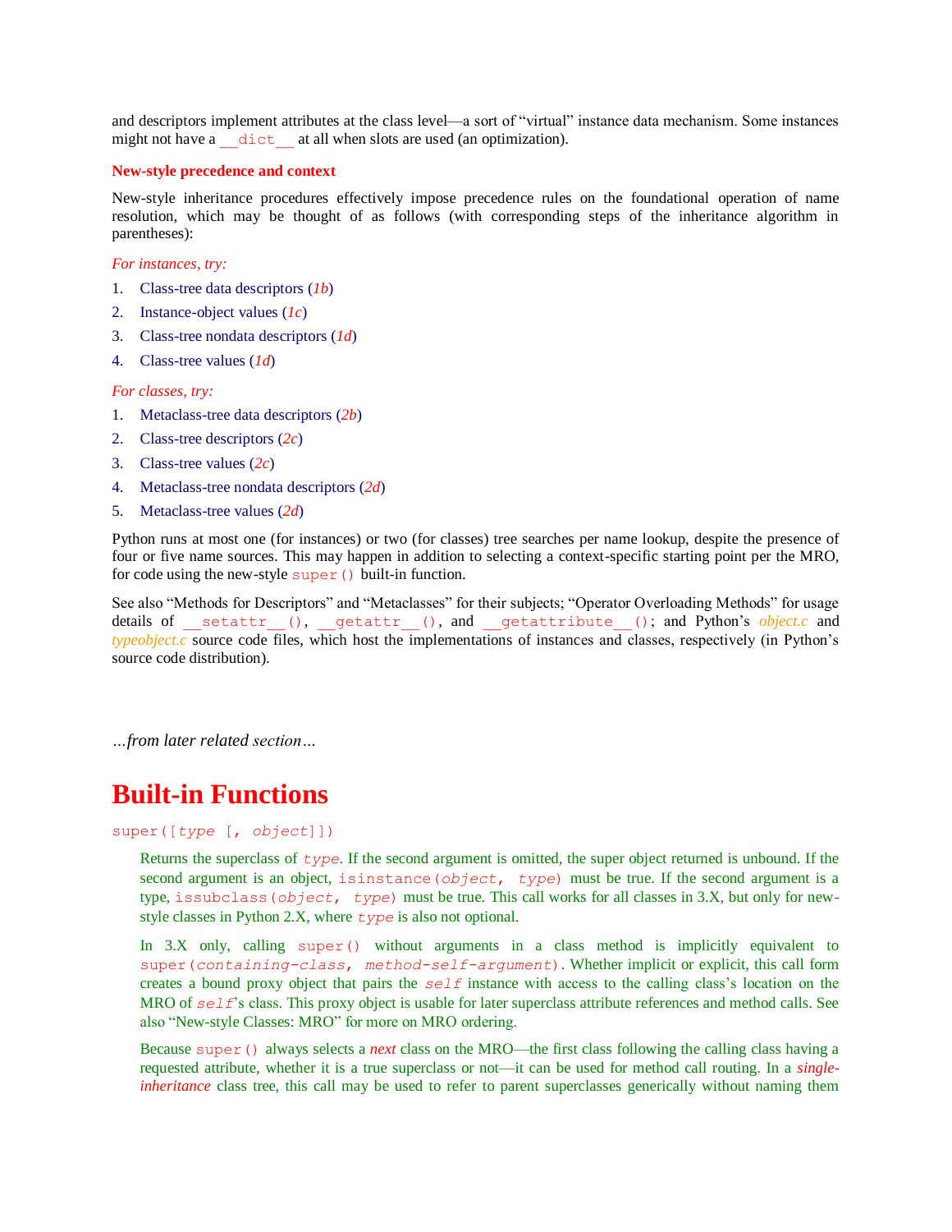and descriptors implement attributes at the class level—a sort of "virtual" instance data mechanism. Some instances might not have a `__dict__` at all when slots are used (an optimization).

**New-style precedence and context**

New-style inheritance procedures effectively impose precedence rules on the foundational operation of name resolution, which may be thought of as follows (with corresponding steps of the inheritance algorithm in parentheses):

*For instances, try:*

1. Class-tree data descriptors (*1b*)
2. Instance-object values (*1c*)
3. Class-tree nondata descriptors (*1d*)
4. Class-tree values (*1d*)

*For classes, try:*

1. Metaclass-tree data descriptors (*2b*)
2. Class-tree descriptors (*2c*)
3. Class-tree values (*2c*)
4. Metaclass-tree nondata descriptors (*2d*)
5. Metaclass-tree values (*2d*)

Python runs at most one (for instances) or two (for classes) tree searches per name lookup, despite the presence of four or five name sources. This may happen in addition to selecting a context-specific starting point per the MRO, for code using the new-style `super()` built-in function.

See also "Methods for Descriptors" and "Metaclasses" for their subjects; "Operator Overloading Methods" for usage details of `__setattr__()`, `__getattr__()`, and `__getattribute__()`; and Python's *object.c* and *typeobject.c* source code files, which host the implementations of instances and classes, respectively (in Python's source code distribution).

*…from later related section…*

# Built-in Functions

`super([type [, object]])`

Returns the superclass of *type*. If the second argument is omitted, the super object returned is unbound. If the second argument is an object, `isinstance(object, type)` must be true. If the second argument is a type, `issubclass(object, type)` must be true. This call works for all classes in 3.X, but only for new-style classes in Python 2.X, where *type* is also not optional.

In 3.X only, calling `super()` without arguments in a class method is implicitly equivalent to `super(containing-class, method-self-argument)`. Whether implicit or explicit, this call form creates a bound proxy object that pairs the *self* instance with access to the calling class's location on the MRO of *self*'s class. This proxy object is usable for later superclass attribute references and method calls. See also "New-style Classes: MRO" for more on MRO ordering.

Because `super()` always selects a *next* class on the MRO—the first class following the calling class having a requested attribute, whether it is a true superclass or not—it can be used for method call routing. In a *single-inheritance* class tree, this call may be used to refer to parent superclasses generically without naming them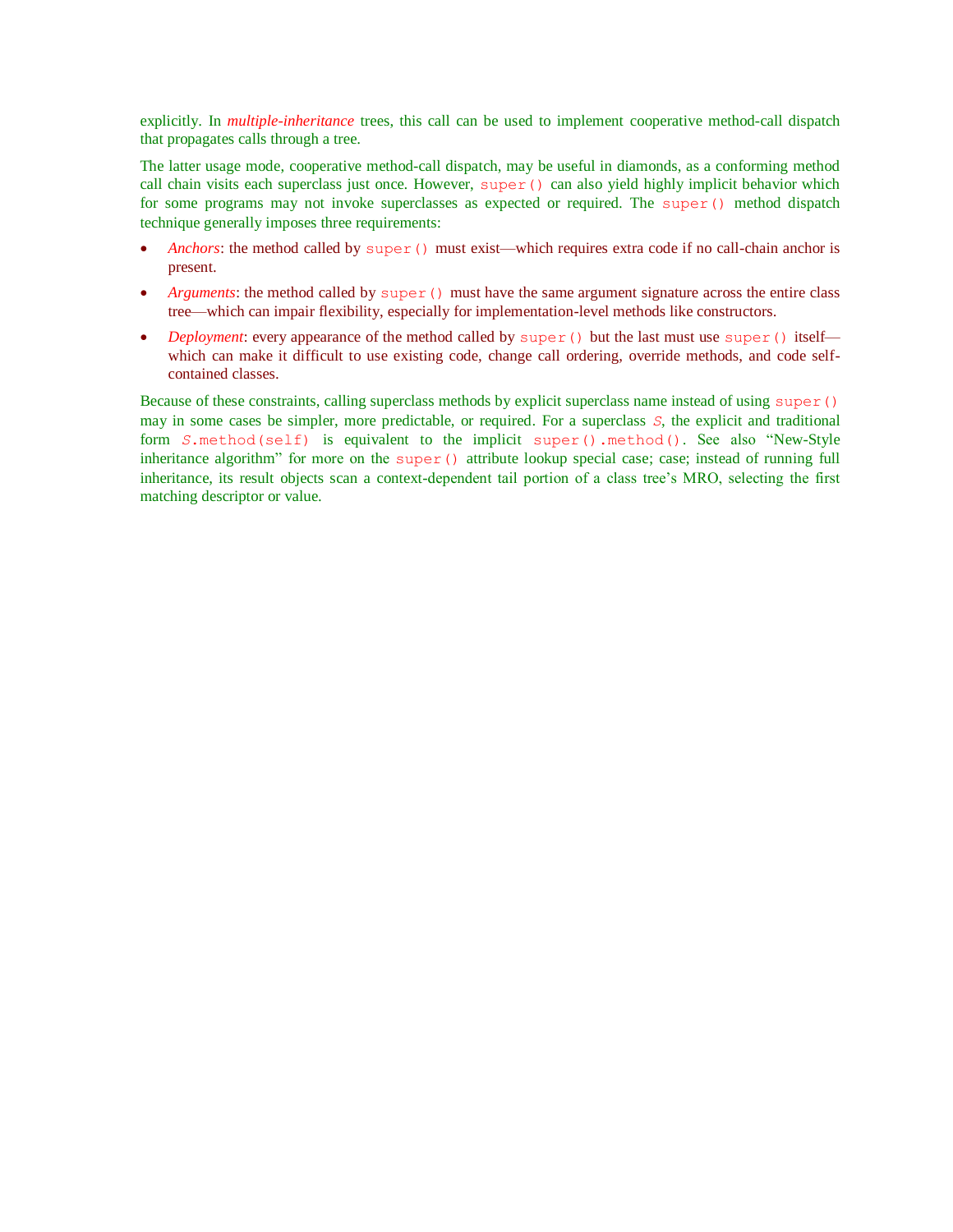explicitly. In ***multiple-inheritance*** trees, this call can be used to implement cooperative method-call dispatch that propagates calls through a tree.

The latter usage mode, cooperative method-call dispatch, may be useful in diamonds, as a conforming method call chain visits each superclass just once. However, `super()` can also yield highly implicit behavior which for some programs may not invoke superclasses as expected or required. The `super()` method dispatch technique generally imposes three requirements:

- *Anchors*: the method called by `super()` must exist—which requires extra code if no call-chain anchor is present.
- *Arguments*: the method called by `super()` must have the same argument signature across the entire class tree—which can impair flexibility, especially for implementation-level methods like constructors.
- *Deployment*: every appearance of the method called by `super()` but the last must use `super()` itself—which can make it difficult to use existing code, change call ordering, override methods, and code self-contained classes.

Because of these constraints, calling superclass methods by explicit superclass name instead of using `super()` may in some cases be simpler, more predictable, or required. For a superclass *S*, the explicit and traditional form *S*`.method(self)` is equivalent to the implicit `super().method()`. See also "New-Style inheritance algorithm" for more on the `super()` attribute lookup special case; case; instead of running full inheritance, its result objects scan a context-dependent tail portion of a class tree's MRO, selecting the first matching descriptor or value.